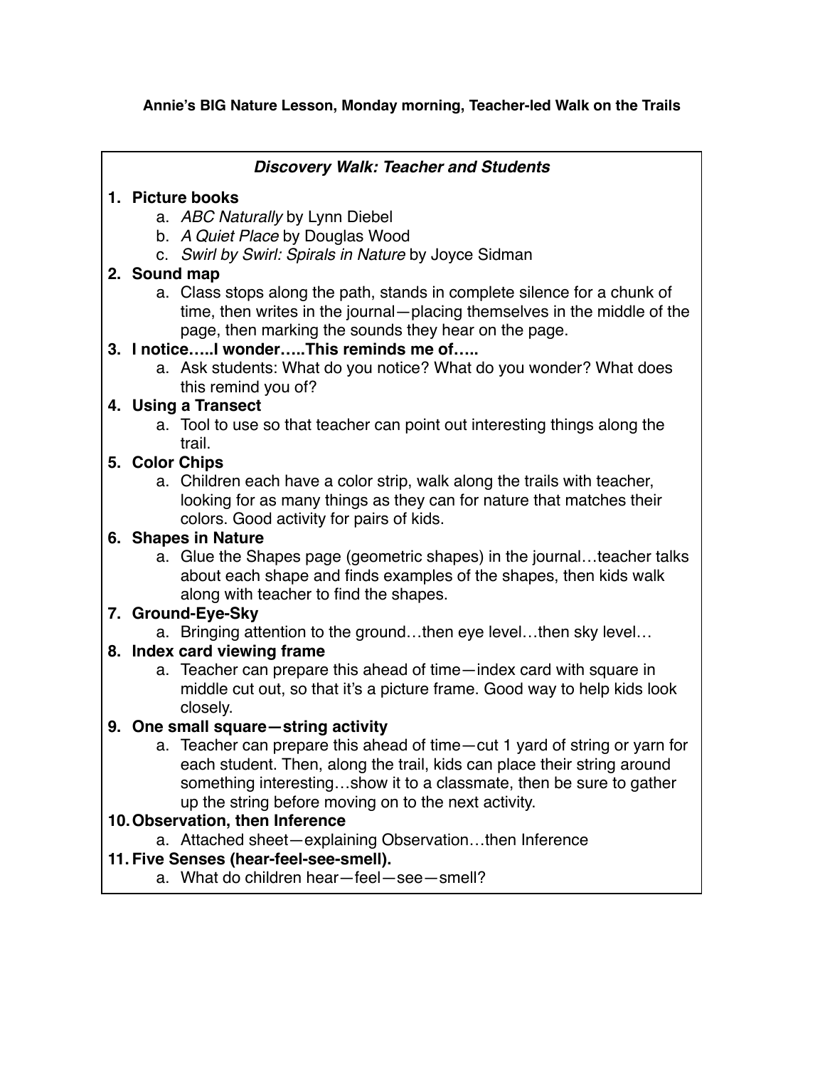**Annie's BIG Nature Lesson, Monday morning, Teacher-led Walk on the Trails**

***Discovery Walk: Teacher and Students***

1. **Picture books**
    a. *ABC Naturally* by Lynn Diebel
    b. *A Quiet Place* by Douglas Wood
    c. *Swirl by Swirl: Spirals in Nature* by Joyce Sidman
2. **Sound map**
    a. Class stops along the path, stands in complete silence for a chunk of time, then writes in the journal—placing themselves in the middle of the page, then marking the sounds they hear on the page.
3. **I notice…..I wonder…..This reminds me of…..**
    a. Ask students: What do you notice? What do you wonder? What does this remind you of?
4. **Using a Transect**
    a. Tool to use so that teacher can point out interesting things along the trail.
5. **Color Chips**
    a. Children each have a color strip, walk along the trails with teacher, looking for as many things as they can for nature that matches their colors. Good activity for pairs of kids.
6. **Shapes in Nature**
    a. Glue the Shapes page (geometric shapes) in the journal…teacher talks about each shape and finds examples of the shapes, then kids walk along with teacher to find the shapes.
7. **Ground-Eye-Sky**
    a. Bringing attention to the ground…then eye level…then sky level…
8. **Index card viewing frame**
    a. Teacher can prepare this ahead of time—index card with square in middle cut out, so that it's a picture frame. Good way to help kids look closely.
9. **One small square—string activity**
    a. Teacher can prepare this ahead of time—cut 1 yard of string or yarn for each student. Then, along the trail, kids can place their string around something interesting…show it to a classmate, then be sure to gather up the string before moving on to the next activity.
10. **Observation, then Inference**
    a. Attached sheet—explaining Observation…then Inference
11. **Five Senses (hear-feel-see-smell).**
    a. What do children hear—feel—see—smell?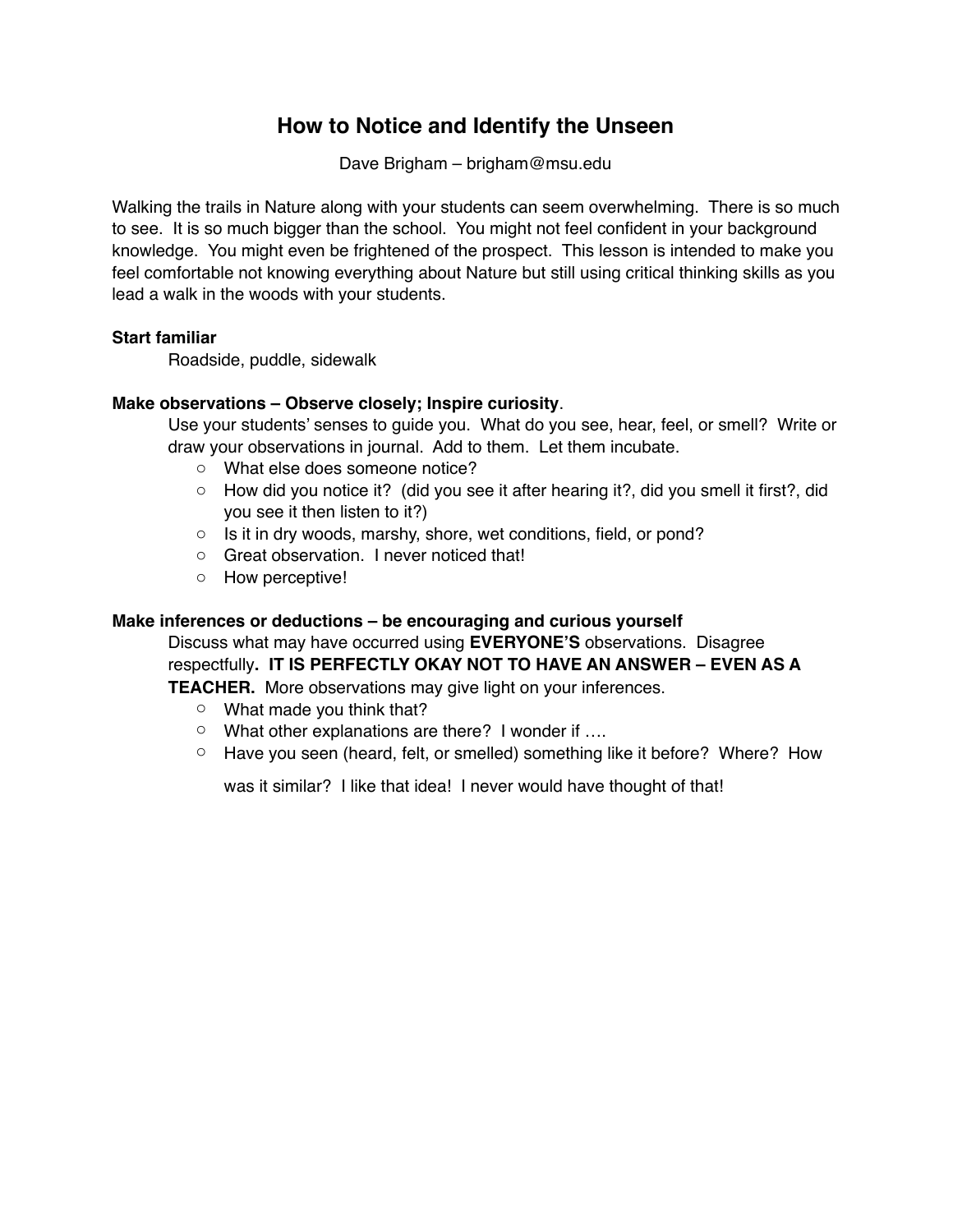# How to Notice and Identify the Unseen

Dave Brigham – brigham@msu.edu

Walking the trails in Nature along with your students can seem overwhelming. There is so much to see. It is so much bigger than the school. You might not feel confident in your background knowledge. You might even be frightened of the prospect. This lesson is intended to make you feel comfortable not knowing everything about Nature but still using critical thinking skills as you lead a walk in the woods with your students.

**Start familiar**

Roadside, puddle, sidewalk

**Make observations – Observe closely; Inspire curiosity**.

Use your students' senses to guide you. What do you see, hear, feel, or smell? Write or draw your observations in journal. Add to them. Let them incubate.

- What else does someone notice?
- How did you notice it? (did you see it after hearing it?, did you smell it first?, did you see it then listen to it?)
- Is it in dry woods, marshy, shore, wet conditions, field, or pond?
- Great observation. I never noticed that!
- How perceptive!

**Make inferences or deductions – be encouraging and curious yourself**

Discuss what may have occurred using **EVERYONE'S** observations. Disagree respectfully**. IT IS PERFECTLY OKAY NOT TO HAVE AN ANSWER – EVEN AS A TEACHER.** More observations may give light on your inferences.

- What made you think that?
- What other explanations are there? I wonder if ….
- Have you seen (heard, felt, or smelled) something like it before? Where? How was it similar? I like that idea! I never would have thought of that!